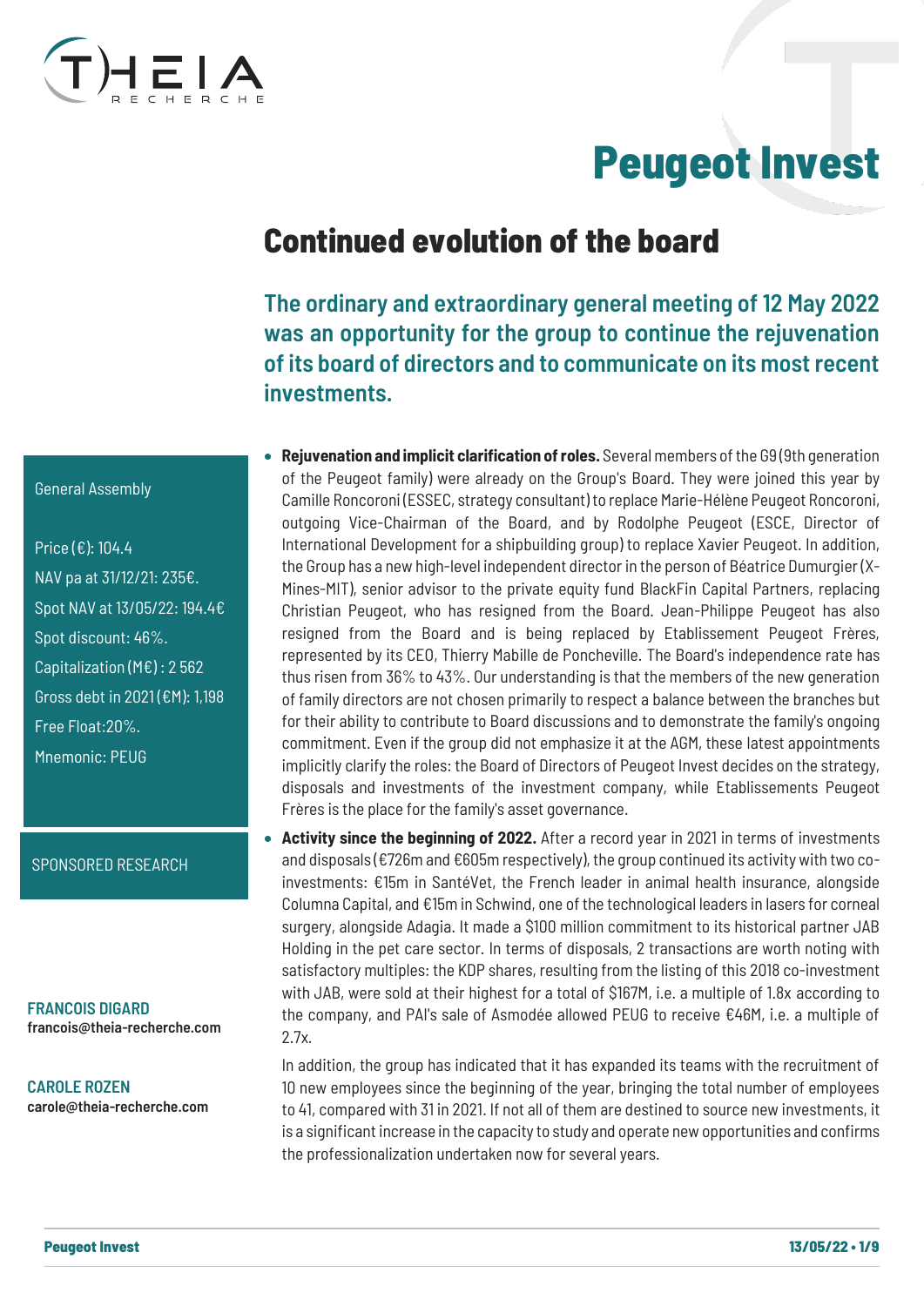# Peugeot Invest

## Continued evolution of the board

**The ordinary and extraordinary general meeting of 12 May 2022 was an opportunity for the group to continue the rejuvenation of its board of directors and to communicate on its most recent investments.**

General Assembly

Price (€): 104.4

NAV pa at 31/12/21: 235€.

Spot NAV at 13/05/22: 194.4€

Spot discount: 46%.

Capitalization (M€) : 2 562

Gross debt in 2021 (€M): 1,198

Free Float:20%.

Mnemonic: PEUG

SPONSORED RESEARCH

**FRANCOIS DIGARD**
francois@theia-recherche.com

**CAROLE ROZEN**
carole@theia-recherche.com

- **Rejuvenation and implicit clarification of roles.** Several members of the G9 (9th generation of the Peugeot family) were already on the Group's Board. They were joined this year by Camille Roncoroni (ESSEC, strategy consultant) to replace Marie-Hélène Peugeot Roncoroni, outgoing Vice-Chairman of the Board, and by Rodolphe Peugeot (ESCE, Director of International Development for a shipbuilding group) to replace Xavier Peugeot. In addition, the Group has a new high-level independent director in the person of Béatrice Dumurgier (X-Mines-MIT), senior advisor to the private equity fund BlackFin Capital Partners, replacing Christian Peugeot, who has resigned from the Board. Jean-Philippe Peugeot has also resigned from the Board and is being replaced by Etablissement Peugeot Frères, represented by its CEO, Thierry Mabille de Poncheville. The Board's independence rate has thus risen from 36% to 43%. Our understanding is that the members of the new generation of family directors are not chosen primarily to respect a balance between the branches but for their ability to contribute to Board discussions and to demonstrate the family's ongoing commitment. Even if the group did not emphasize it at the AGM, these latest appointments implicitly clarify the roles: the Board of Directors of Peugeot Invest decides on the strategy, disposals and investments of the investment company, while Etablissements Peugeot Frères is the place for the family's asset governance.
- **Activity since the beginning of 2022.** After a record year in 2021 in terms of investments and disposals (€726m and €605m respectively), the group continued its activity with two co-investments: €15m in SantéVet, the French leader in animal health insurance, alongside Columna Capital, and €15m in Schwind, one of the technological leaders in lasers for corneal surgery, alongside Adagia. It made a $100 million commitment to its historical partner JAB Holding in the pet care sector. In terms of disposals, 2 transactions are worth noting with satisfactory multiples: the KDP shares, resulting from the listing of this 2018 co-investment with JAB, were sold at their highest for a total of $167M, i.e. a multiple of 1.8x according to the company, and PAI's sale of Asmodée allowed PEUG to receive €46M, i.e. a multiple of 2.7x.

  In addition, the group has indicated that it has expanded its teams with the recruitment of 10 new employees since the beginning of the year, bringing the total number of employees to 41, compared with 31 in 2021. If not all of them are destined to source new investments, it is a significant increase in the capacity to study and operate new opportunities and confirms the professionalization undertaken now for several years.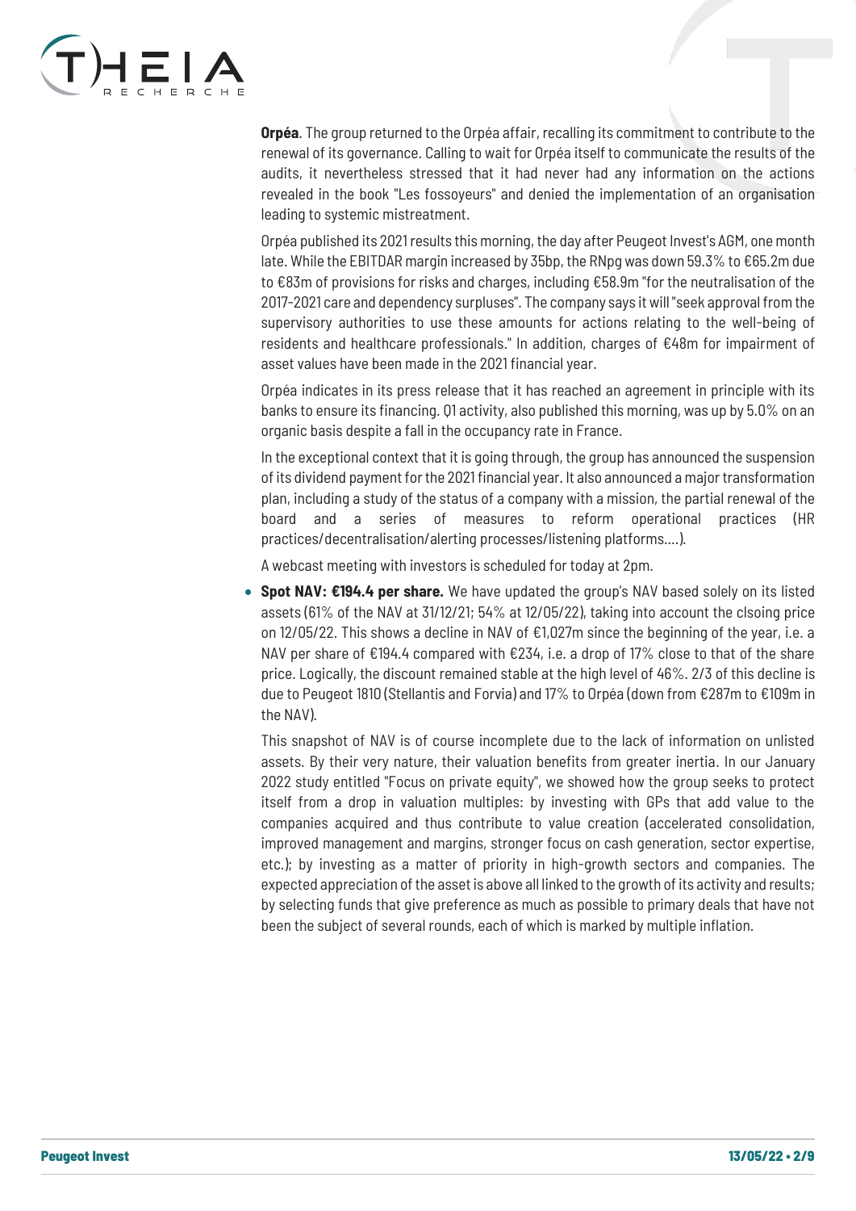**Orpéa**. The group returned to the Orpéa affair, recalling its commitment to contribute to the renewal of its governance. Calling to wait for Orpéa itself to communicate the results of the audits, it nevertheless stressed that it had never had any information on the actions revealed in the book "Les fossoyeurs" and denied the implementation of an organisation leading to systemic mistreatment.

Orpéa published its 2021 results this morning, the day after Peugeot Invest's AGM, one month late. While the EBITDAR margin increased by 35bp, the RNpg was down 59.3% to €65.2m due to €83m of provisions for risks and charges, including €58.9m "for the neutralisation of the 2017-2021 care and dependency surpluses". The company says it will "seek approval from the supervisory authorities to use these amounts for actions relating to the well-being of residents and healthcare professionals." In addition, charges of €48m for impairment of asset values have been made in the 2021 financial year.

Orpéa indicates in its press release that it has reached an agreement in principle with its banks to ensure its financing. Q1 activity, also published this morning, was up by 5.0% on an organic basis despite a fall in the occupancy rate in France.

In the exceptional context that it is going through, the group has announced the suspension of its dividend payment for the 2021 financial year. It also announced a major transformation plan, including a study of the status of a company with a mission, the partial renewal of the board and a series of measures to reform operational practices (HR practices/decentralisation/alerting processes/listening platforms….).

A webcast meeting with investors is scheduled for today at 2pm.

- **Spot NAV: €194.4 per share.** We have updated the group's NAV based solely on its listed assets (61% of the NAV at 31/12/21; 54% at 12/05/22), taking into account the clsoing price on 12/05/22. This shows a decline in NAV of €1,027m since the beginning of the year, i.e. a NAV per share of €194.4 compared with €234, i.e. a drop of 17% close to that of the share price. Logically, the discount remained stable at the high level of 46%. 2/3 of this decline is due to Peugeot 1810 (Stellantis and Forvia) and 17% to Orpéa (down from €287m to €109m in the NAV).

  This snapshot of NAV is of course incomplete due to the lack of information on unlisted assets. By their very nature, their valuation benefits from greater inertia. In our January 2022 study entitled "Focus on private equity", we showed how the group seeks to protect itself from a drop in valuation multiples: by investing with GPs that add value to the companies acquired and thus contribute to value creation (accelerated consolidation, improved management and margins, stronger focus on cash generation, sector expertise, etc.); by investing as a matter of priority in high-growth sectors and companies. The expected appreciation of the asset is above all linked to the growth of its activity and results; by selecting funds that give preference as much as possible to primary deals that have not been the subject of several rounds, each of which is marked by multiple inflation.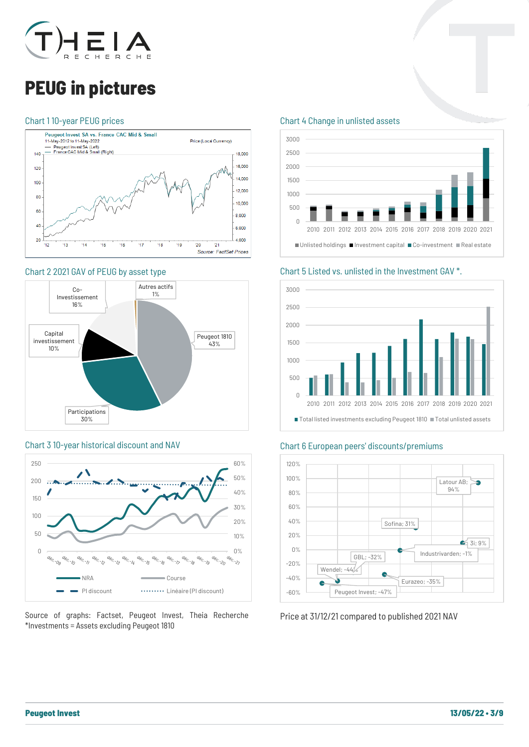# PEUG in pictures

### Chart 1 10-year PEUG prices

Peugeot Invest SA vs. France CAC Mid & Small
11-May-2012 to 11-May-2022
— Peugeot Invest SA (Left)
— France CAC Mid & Small (Right)
Price (Local Currency)
Source: FactSet Prices

### Chart 2 2021 GAV of PEUG by asset type

Co-Investissement 16%
Autres actifs 1%
Capital investissement 10%
Peugeot 1810 43%
Participations 30%

### Chart 3 10-year historical discount and NAV

NRA
Course
PI discount
Linéaire (PI discount)

Source of graphs: Factset, Peugeot Invest, Theia Recherche
*Investments = Assets excluding Peugeot 1810

### Chart 4 Change in unlisted assets

Unlisted holdings, Investment capital, Co-investment, Real estate

### Chart 5 Listed vs. unlisted in the Investment GAV *.

Total listed investments excluding Peugeot 1810, Total unlisted assets

### Chart 6 European peers' discounts/premiums

Latour AB; 94%
Sofina; 31%
3i; 9%
Industrivarden; -1%
GBL; -32%
Wendel; -44%
Eurazeo; -35%
Peugeot Invest; -47%

Price at 31/12/21 compared to published 2021 NAV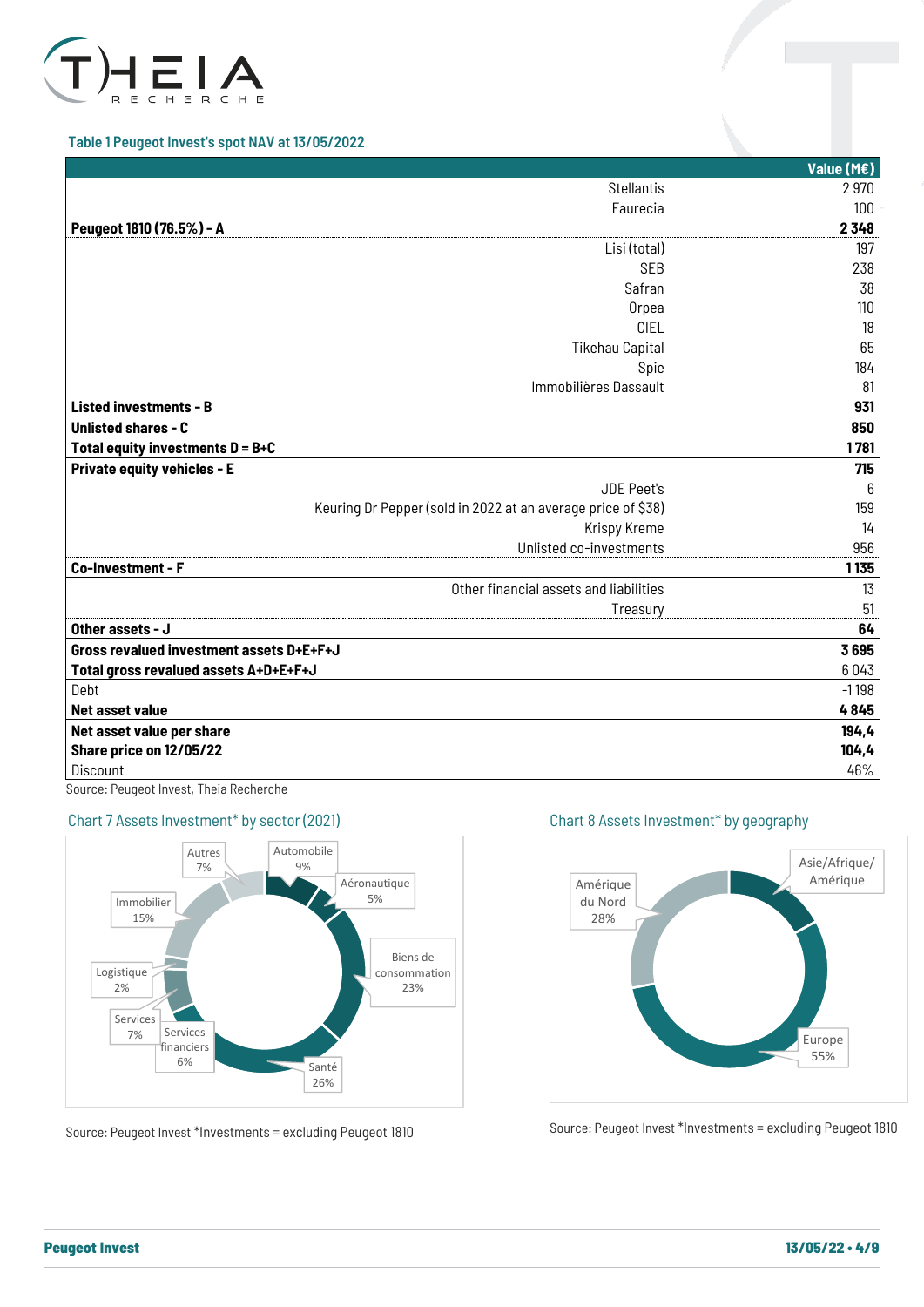**Table 1 Peugeot Invest's spot NAV at 13/05/2022**

| | | Value (M€) |
|---|---|---|
| | Stellantis | 2 970 |
| | Faurecia | 100 |
| **Peugeot 1810 (76.5%) - A** | | **2 348** |
| | Lisi (total) | 197 |
| | SEB | 238 |
| | Safran | 38 |
| | Orpea | 110 |
| | CIEL | 18 |
| | Tikehau Capital | 65 |
| | Spie | 184 |
| | Immobilières Dassault | 81 |
| **Listed investments - B** | | **931** |
| **Unlisted shares - C** | | **850** |
| **Total equity investments D = B+C** | | **1 781** |
| **Private equity vehicles - E** | | **715** |
| | JDE Peet's | 6 |
| | Keuring Dr Pepper (sold in 2022 at an average price of $38) | 159 |
| | Krispy Kreme | 14 |
| | Unlisted co-investments | 956 |
| **Co-Investment - F** | | **1 135** |
| | Other financial assets and liabilities | 13 |
| | Treasury | 51 |
| **Other assets - J** | | **64** |
| **Gross revalued investment assets D+E+F+J** | | **3 695** |
| **Total gross revalued assets A+D+E+F+J** | | 6 043 |
| Debt | | -1 198 |
| **Net asset value** | | **4 845** |
| **Net asset value per share** | | **194,4** |
| **Share price on 12/05/22** | | **104,4** |
| Discount | | 46% |

Source: Peugeot Invest, Theia Recherche

**Chart 7 Assets Investment* by sector (2021)**

| Sector | Share |
|---|---|
| Automobile | 9% |
| Aéronautique | 5% |
| Biens de consommation | 23% |
| Santé | 26% |
| Services financiers | 6% |
| Services | 7% |
| Logistique | 2% |
| Immobilier | 15% |
| Autres | 7% |

Source: Peugeot Invest *Investments = excluding Peugeot 1810

**Chart 8 Assets Investment* by geography**

| Geography | Share |
|---|---|
| Asie/Afrique/Amérique | |
| Europe | 55% |
| Amérique du Nord | 28% |

Source: Peugeot Invest *Investments = excluding Peugeot 1810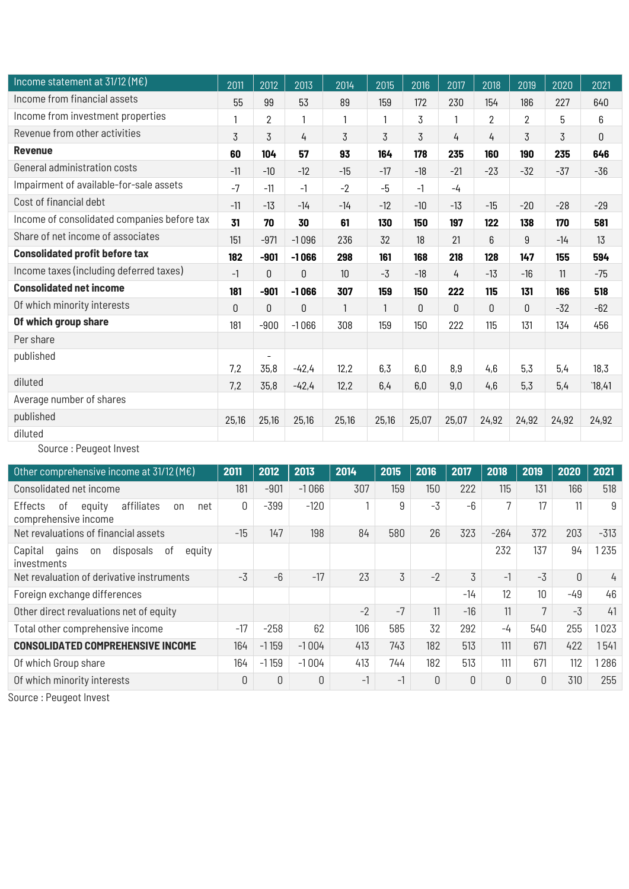| Income statement at 31/12 (M€) | 2011 | 2012 | 2013 | 2014 | 2015 | 2016 | 2017 | 2018 | 2019 | 2020 | 2021 |
|---|---|---|---|---|---|---|---|---|---|---|---|
| Income from financial assets | 55 | 99 | 53 | 89 | 159 | 172 | 230 | 154 | 186 | 227 | 640 |
| Income from investment properties | 1 | 2 | 1 | 1 | 1 | 3 | 1 | 2 | 2 | 5 | 6 |
| Revenue from other activities | 3 | 3 | 4 | 3 | 3 | 3 | 4 | 4 | 3 | 3 | 0 |
| **Revenue** | **60** | **104** | **57** | **93** | **164** | **178** | **235** | **160** | **190** | **235** | **646** |
| General administration costs | -11 | -10 | -12 | -15 | -17 | -18 | -21 | -23 | -32 | -37 | -36 |
| Impairment of available-for-sale assets | -7 | -11 | -1 | -2 | -5 | -1 | -4 | | | | |
| Cost of financial debt | -11 | -13 | -14 | -14 | -12 | -10 | -13 | -15 | -20 | -28 | -29 |
| Income of consolidated companies before tax | **31** | **70** | **30** | **61** | **130** | **150** | **197** | **122** | **138** | **170** | **581** |
| Share of net income of associates | 151 | -971 | -1 096 | 236 | 32 | 18 | 21 | 6 | 9 | -14 | 13 |
| **Consolidated profit before tax** | **182** | **-901** | **-1 066** | **298** | **161** | **168** | **218** | **128** | **147** | **155** | **594** |
| Income taxes (including deferred taxes) | -1 | 0 | 0 | 10 | -3 | -18 | 4 | -13 | -16 | 11 | -75 |
| **Consolidated net income** | **181** | **-901** | **-1 066** | **307** | **159** | **150** | **222** | **115** | **131** | **166** | **518** |
| Of which minority interests | 0 | 0 | 0 | 1 | 1 | 0 | 0 | 0 | 0 | -32 | -62 |
| **Of which group share** | 181 | -900 | -1 066 | 308 | 159 | 150 | 222 | 115 | 131 | 134 | 456 |
| Per share | | | | | | | | | | | |
| published | 7,2 | - 35,8 | -42,4 | 12,2 | 6,3 | 6,0 | 8,9 | 4,6 | 5,3 | 5,4 | 18,3 |
| diluted | 7,2 | 35,8 | -42,4 | 12,2 | 6,4 | 6,0 | 9,0 | 4,6 | 5,3 | 5,4 | `18,41 |
| Average number of shares | | | | | | | | | | | |
| published | 25,16 | 25,16 | 25,16 | 25,16 | 25,16 | 25,07 | 25,07 | 24,92 | 24,92 | 24,92 | 24,92 |
| diluted | | | | | | | | | | | |

Source : Peugeot Invest

| Other comprehensive income at 31/12 (M€) | 2011 | 2012 | 2013 | 2014 | 2015 | 2016 | 2017 | 2018 | 2019 | 2020 | 2021 |
|---|---|---|---|---|---|---|---|---|---|---|---|
| Consolidated net income | 181 | -901 | -1 066 | 307 | 159 | 150 | 222 | 115 | 131 | 166 | 518 |
| Effects of equity affiliates on net comprehensive income | 0 | -399 | -120 | 1 | 9 | -3 | -6 | 7 | 17 | 11 | 9 |
| Net revaluations of financial assets | -15 | 147 | 198 | 84 | 580 | 26 | 323 | -264 | 372 | 203 | -313 |
| Capital gains on disposals of equity investments | | | | | | | | 232 | 137 | 94 | 1 235 |
| Net revaluation of derivative instruments | -3 | -6 | -17 | 23 | 3 | -2 | 3 | -1 | -3 | 0 | 4 |
| Foreign exchange differences | | | | | | | -14 | 12 | 10 | -49 | 46 |
| Other direct revaluations net of equity | | | | -2 | -7 | 11 | -16 | 11 | 7 | -3 | 41 |
| Total other comprehensive income | -17 | -258 | 62 | 106 | 585 | 32 | 292 | -4 | 540 | 255 | 1 023 |
| **CONSOLIDATED COMPREHENSIVE INCOME** | 164 | -1 159 | -1 004 | 413 | 743 | 182 | 513 | 111 | 671 | 422 | 1 541 |
| Of which Group share | 164 | -1 159 | -1 004 | 413 | 744 | 182 | 513 | 111 | 671 | 112 | 1 286 |
| Of which minority interests | 0 | 0 | 0 | -1 | -1 | 0 | 0 | 0 | 0 | 310 | 255 |

Source : Peugeot Invest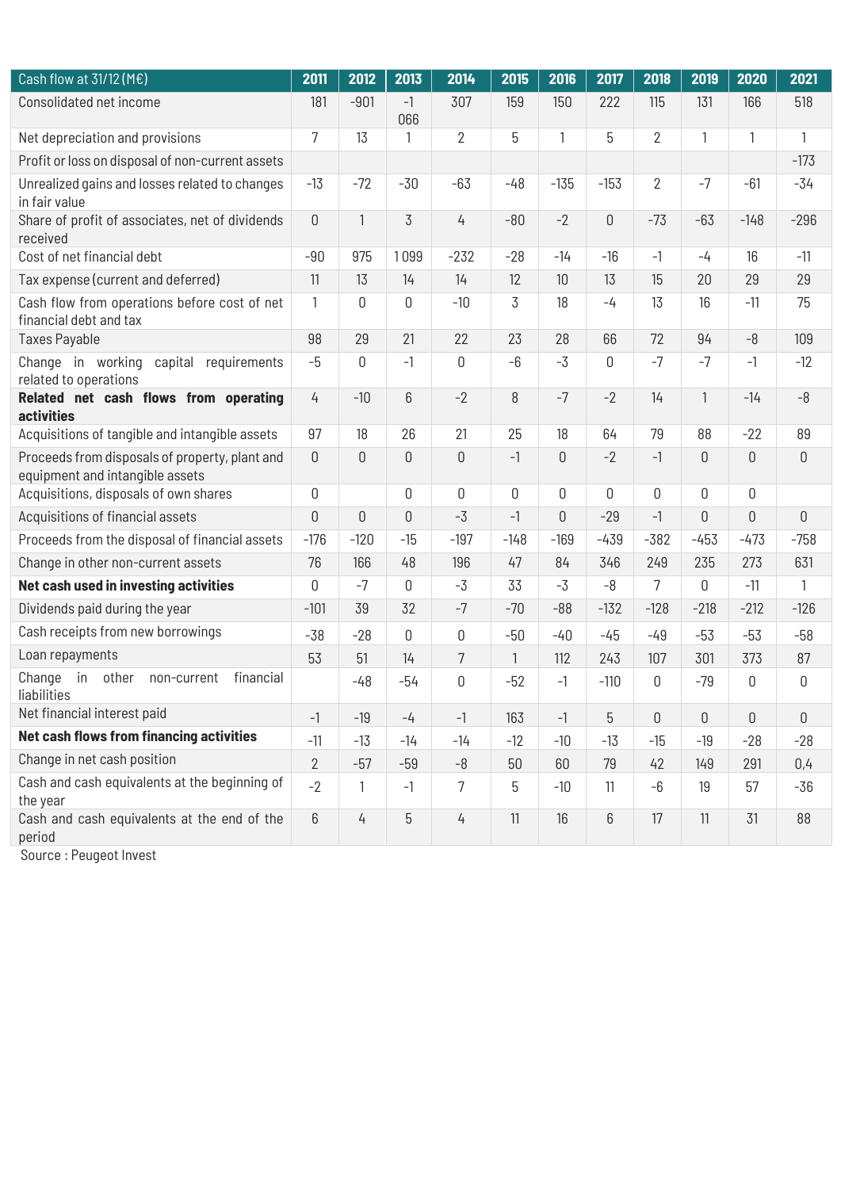| Cash flow at 31/12 (M€) | 2011 | 2012 | 2013 | 2014 | 2015 | 2016 | 2017 | 2018 | 2019 | 2020 | 2021 |
|---|---|---|---|---|---|---|---|---|---|---|---|
| Consolidated net income | 181 | -901 | -1 066 | 307 | 159 | 150 | 222 | 115 | 131 | 166 | 518 |
| Net depreciation and provisions | 7 | 13 | 1 | 2 | 5 | 1 | 5 | 2 | 1 | 1 | 1 |
| Profit or loss on disposal of non-current assets | | | | | | | | | | | -173 |
| Unrealized gains and losses related to changes in fair value | -13 | -72 | -30 | -63 | -48 | -135 | -153 | 2 | -7 | -61 | -34 |
| Share of profit of associates, net of dividends received | 0 | 1 | 3 | 4 | -80 | -2 | 0 | -73 | -63 | -148 | -296 |
| Cost of net financial debt | -90 | 975 | 1 099 | -232 | -28 | -14 | -16 | -1 | -4 | 16 | -11 |
| Tax expense (current and deferred) | 11 | 13 | 14 | 14 | 12 | 10 | 13 | 15 | 20 | 29 | 29 |
| Cash flow from operations before cost of net financial debt and tax | 1 | 0 | 0 | -10 | 3 | 18 | -4 | 13 | 16 | -11 | 75 |
| Taxes Payable | 98 | 29 | 21 | 22 | 23 | 28 | 66 | 72 | 94 | -8 | 109 |
| Change in working capital requirements related to operations | -5 | 0 | -1 | 0 | -6 | -3 | 0 | -7 | -7 | -1 | -12 |
| **Related net cash flows from operating activities** | 4 | -10 | 6 | -2 | 8 | -7 | -2 | 14 | 1 | -14 | -8 |
| Acquisitions of tangible and intangible assets | 97 | 18 | 26 | 21 | 25 | 18 | 64 | 79 | 88 | -22 | 89 |
| Proceeds from disposals of property, plant and equipment and intangible assets | 0 | 0 | 0 | 0 | -1 | 0 | -2 | -1 | 0 | 0 | 0 |
| Acquisitions, disposals of own shares | 0 | | 0 | 0 | 0 | 0 | 0 | 0 | 0 | 0 | |
| Acquisitions of financial assets | 0 | 0 | 0 | -3 | -1 | 0 | -29 | -1 | 0 | 0 | 0 |
| Proceeds from the disposal of financial assets | -176 | -120 | -15 | -197 | -148 | -169 | -439 | -382 | -453 | -473 | -758 |
| Change in other non-current assets | 76 | 166 | 48 | 196 | 47 | 84 | 346 | 249 | 235 | 273 | 631 |
| **Net cash used in investing activities** | 0 | -7 | 0 | -3 | 33 | -3 | -8 | 7 | 0 | -11 | 1 |
| Dividends paid during the year | -101 | 39 | 32 | -7 | -70 | -88 | -132 | -128 | -218 | -212 | -126 |
| Cash receipts from new borrowings | -38 | -28 | 0 | 0 | -50 | -40 | -45 | -49 | -53 | -53 | -58 |
| Loan repayments | 53 | 51 | 14 | 7 | 1 | 112 | 243 | 107 | 301 | 373 | 87 |
| Change in other non-current financial liabilities | | -48 | -54 | 0 | -52 | -1 | -110 | 0 | -79 | 0 | 0 |
| Net financial interest paid | -1 | -19 | -4 | -1 | 163 | -1 | 5 | 0 | 0 | 0 | 0 |
| **Net cash flows from financing activities** | -11 | -13 | -14 | -14 | -12 | -10 | -13 | -15 | -19 | -28 | -28 |
| Change in net cash position | 2 | -57 | -59 | -8 | 50 | 60 | 79 | 42 | 149 | 291 | 0,4 |
| Cash and cash equivalents at the beginning of the year | -2 | 1 | -1 | 7 | 5 | -10 | 11 | -6 | 19 | 57 | -36 |
| Cash and cash equivalents at the end of the period | 6 | 4 | 5 | 4 | 11 | 16 | 6 | 17 | 11 | 31 | 88 |

Source : Peugeot Invest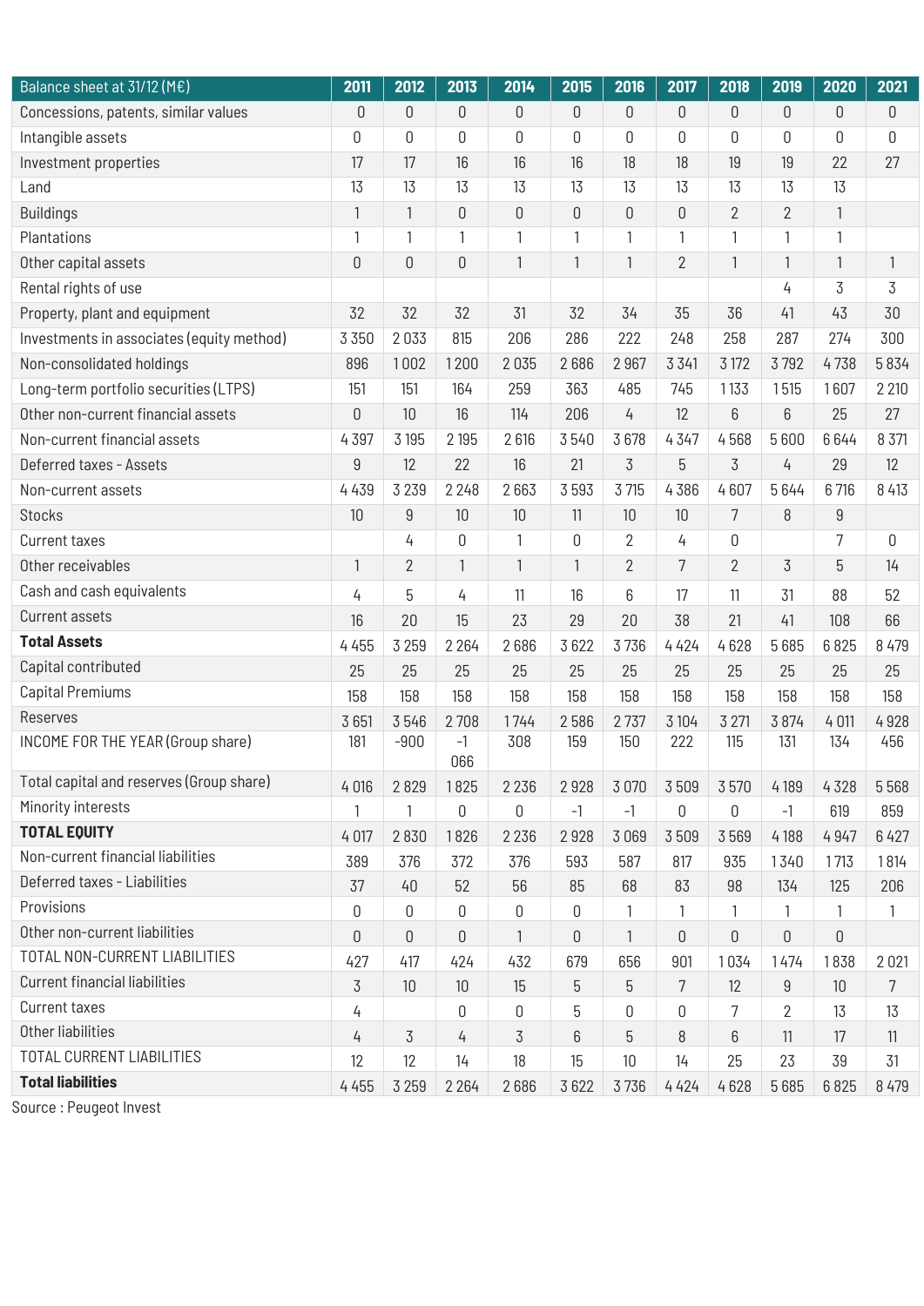| Balance sheet at 31/12 (M€) | 2011 | 2012 | 2013 | 2014 | 2015 | 2016 | 2017 | 2018 | 2019 | 2020 | 2021 |
|---|---|---|---|---|---|---|---|---|---|---|---|
| Concessions, patents, similar values | 0 | 0 | 0 | 0 | 0 | 0 | 0 | 0 | 0 | 0 | 0 |
| Intangible assets | 0 | 0 | 0 | 0 | 0 | 0 | 0 | 0 | 0 | 0 | 0 |
| Investment properties | 17 | 17 | 16 | 16 | 16 | 18 | 18 | 19 | 19 | 22 | 27 |
| Land | 13 | 13 | 13 | 13 | 13 | 13 | 13 | 13 | 13 | 13 | |
| Buildings | 1 | 1 | 0 | 0 | 0 | 0 | 0 | 2 | 2 | 1 | |
| Plantations | 1 | 1 | 1 | 1 | 1 | 1 | 1 | 1 | 1 | 1 | |
| Other capital assets | 0 | 0 | 0 | 1 | 1 | 1 | 2 | 1 | 1 | 1 | 1 |
| Rental rights of use | | | | | | | | | 4 | 3 | 3 |
| Property, plant and equipment | 32 | 32 | 32 | 31 | 32 | 34 | 35 | 36 | 41 | 43 | 30 |
| Investments in associates (equity method) | 3 350 | 2 033 | 815 | 206 | 286 | 222 | 248 | 258 | 287 | 274 | 300 |
| Non-consolidated holdings | 896 | 1 002 | 1 200 | 2 035 | 2 686 | 2 967 | 3 341 | 3 172 | 3 792 | 4 738 | 5 834 |
| Long-term portfolio securities (LTPS) | 151 | 151 | 164 | 259 | 363 | 485 | 745 | 1 133 | 1 515 | 1 607 | 2 210 |
| Other non-current financial assets | 0 | 10 | 16 | 114 | 206 | 4 | 12 | 6 | 6 | 25 | 27 |
| Non-current financial assets | 4 397 | 3 195 | 2 195 | 2 616 | 3 540 | 3 678 | 4 347 | 4 568 | 5 600 | 6 644 | 8 371 |
| Deferred taxes - Assets | 9 | 12 | 22 | 16 | 21 | 3 | 5 | 3 | 4 | 29 | 12 |
| Non-current assets | 4 439 | 3 239 | 2 248 | 2 663 | 3 593 | 3 715 | 4 386 | 4 607 | 5 644 | 6 716 | 8 413 |
| Stocks | 10 | 9 | 10 | 10 | 11 | 10 | 10 | 7 | 8 | 9 | |
| Current taxes | | 4 | 0 | 1 | 0 | 2 | 4 | 0 | | 7 | 0 |
| Other receivables | 1 | 2 | 1 | 1 | 1 | 2 | 7 | 2 | 3 | 5 | 14 |
| Cash and cash equivalents | 4 | 5 | 4 | 11 | 16 | 6 | 17 | 11 | 31 | 88 | 52 |
| Current assets | 16 | 20 | 15 | 23 | 29 | 20 | 38 | 21 | 41 | 108 | 66 |
| **Total Assets** | 4 455 | 3 259 | 2 264 | 2 686 | 3 622 | 3 736 | 4 424 | 4 628 | 5 685 | 6 825 | 8 479 |
| Capital contributed | 25 | 25 | 25 | 25 | 25 | 25 | 25 | 25 | 25 | 25 | 25 |
| Capital Premiums | 158 | 158 | 158 | 158 | 158 | 158 | 158 | 158 | 158 | 158 | 158 |
| Reserves | 3 651 | 3 546 | 2 708 | 1 744 | 2 586 | 2 737 | 3 104 | 3 271 | 3 874 | 4 011 | 4 928 |
| INCOME FOR THE YEAR (Group share) | 181 | -900 | -1 066 | 308 | 159 | 150 | 222 | 115 | 131 | 134 | 456 |
| Total capital and reserves (Group share) | 4 016 | 2 829 | 1 825 | 2 236 | 2 928 | 3 070 | 3 509 | 3 570 | 4 189 | 4 328 | 5 568 |
| Minority interests | 1 | 1 | 0 | 0 | -1 | -1 | 0 | 0 | -1 | 619 | 859 |
| **TOTAL EQUITY** | 4 017 | 2 830 | 1 826 | 2 236 | 2 928 | 3 069 | 3 509 | 3 569 | 4 188 | 4 947 | 6 427 |
| Non-current financial liabilities | 389 | 376 | 372 | 376 | 593 | 587 | 817 | 935 | 1 340 | 1 713 | 1 814 |
| Deferred taxes - Liabilities | 37 | 40 | 52 | 56 | 85 | 68 | 83 | 98 | 134 | 125 | 206 |
| Provisions | 0 | 0 | 0 | 0 | 0 | 1 | 1 | 1 | 1 | 1 | 1 |
| Other non-current liabilities | 0 | 0 | 0 | 1 | 0 | 1 | 0 | 0 | 0 | 0 | |
| TOTAL NON-CURRENT LIABILITIES | 427 | 417 | 424 | 432 | 679 | 656 | 901 | 1 034 | 1 474 | 1 838 | 2 021 |
| Current financial liabilities | 3 | 10 | 10 | 15 | 5 | 5 | 7 | 12 | 9 | 10 | 7 |
| Current taxes | 4 | | 0 | 0 | 5 | 0 | 0 | 7 | 2 | 13 | 13 |
| Other liabilities | 4 | 3 | 4 | 3 | 6 | 5 | 8 | 6 | 11 | 17 | 11 |
| TOTAL CURRENT LIABILITIES | 12 | 12 | 14 | 18 | 15 | 10 | 14 | 25 | 23 | 39 | 31 |
| **Total liabilities** | 4 455 | 3 259 | 2 264 | 2 686 | 3 622 | 3 736 | 4 424 | 4 628 | 5 685 | 6 825 | 8 479 |

Source : Peugeot Invest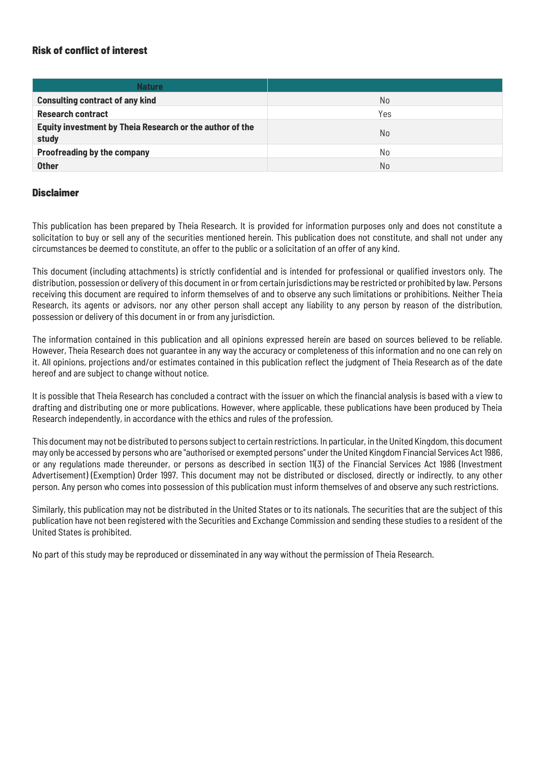### Risk of conflict of interest

| Nature | |
|---|---|
| **Consulting contract of any kind** | No |
| **Research contract** | Yes |
| **Equity investment by Theia Research or the author of the study** | No |
| **Proofreading by the company** | No |
| **Other** | No |

### Disclaimer

This publication has been prepared by Theia Research. It is provided for information purposes only and does not constitute a solicitation to buy or sell any of the securities mentioned herein. This publication does not constitute, and shall not under any circumstances be deemed to constitute, an offer to the public or a solicitation of an offer of any kind.

This document (including attachments) is strictly confidential and is intended for professional or qualified investors only. The distribution, possession or delivery of this document in or from certain jurisdictions may be restricted or prohibited by law. Persons receiving this document are required to inform themselves of and to observe any such limitations or prohibitions. Neither Theia Research, its agents or advisors, nor any other person shall accept any liability to any person by reason of the distribution, possession or delivery of this document in or from any jurisdiction.

The information contained in this publication and all opinions expressed herein are based on sources believed to be reliable. However, Theia Research does not guarantee in any way the accuracy or completeness of this information and no one can rely on it. All opinions, projections and/or estimates contained in this publication reflect the judgment of Theia Research as of the date hereof and are subject to change without notice.

It is possible that Theia Research has concluded a contract with the issuer on which the financial analysis is based with a view to drafting and distributing one or more publications. However, where applicable, these publications have been produced by Theia Research independently, in accordance with the ethics and rules of the profession.

This document may not be distributed to persons subject to certain restrictions. In particular, in the United Kingdom, this document may only be accessed by persons who are "authorised or exempted persons" under the United Kingdom Financial Services Act 1986, or any regulations made thereunder, or persons as described in section 11(3) of the Financial Services Act 1986 (Investment Advertisement) (Exemption) Order 1997. This document may not be distributed or disclosed, directly or indirectly, to any other person. Any person who comes into possession of this publication must inform themselves of and observe any such restrictions.

Similarly, this publication may not be distributed in the United States or to its nationals. The securities that are the subject of this publication have not been registered with the Securities and Exchange Commission and sending these studies to a resident of the United States is prohibited.

No part of this study may be reproduced or disseminated in any way without the permission of Theia Research.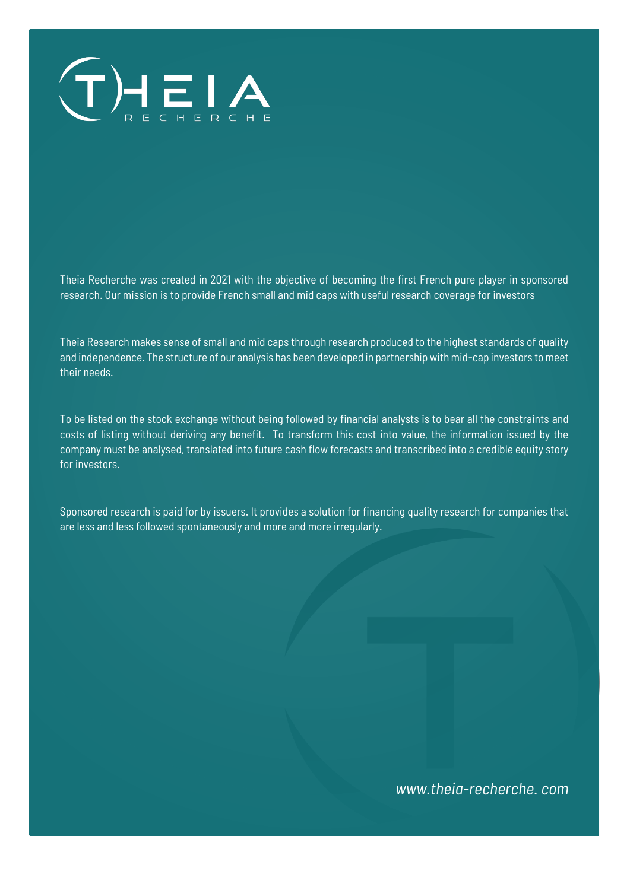THEIA RECHERCHE

Theia Recherche was created in 2021 with the objective of becoming the first French pure player in sponsored research. Our mission is to provide French small and mid caps with useful research coverage for investors

Theia Research makes sense of small and mid caps through research produced to the highest standards of quality and independence. The structure of our analysis has been developed in partnership with mid-cap investors to meet their needs.

To be listed on the stock exchange without being followed by financial analysts is to bear all the constraints and costs of listing without deriving any benefit. To transform this cost into value, the information issued by the company must be analysed, translated into future cash flow forecasts and transcribed into a credible equity story for investors.

Sponsored research is paid for by issuers. It provides a solution for financing quality research for companies that are less and less followed spontaneously and more and more irregularly.

*www.theia-recherche. com*